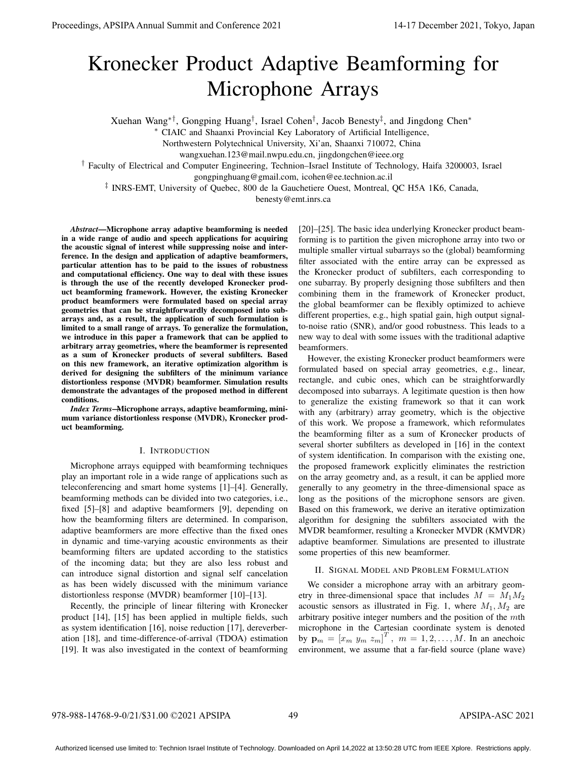# Kronecker Product Adaptive Beamforming for Microphone Arrays

Xuehan Wang[∗†], Gongping Huang[†], Israel Cohen[†], Jacob Benesty[‡], and Jingdong Chen[∗]

[∗] CIAIC and Shaanxi Provincial Key Laboratory of Artificial Intelligence,
Northwestern Polytechnical University, Xi'an, Shaanxi 710072, China
wangxuehan.123@mail.nwpu.edu.cn, jingdongchen@ieee.org

[†] Faculty of Electrical and Computer Engineering, Technion–Israel Institute of Technology, Haifa 3200003, Israel
gongpinghuang@gmail.com, icohen@ee.technion.ac.il

[‡] INRS-EMT, University of Quebec, 800 de la Gauchetiere Ouest, Montreal, QC H5A 1K6, Canada,
benesty@emt.inrs.ca

***Abstract*—Microphone array adaptive beamforming is needed in a wide range of audio and speech applications for acquiring the acoustic signal of interest while suppressing noise and interference. In the design and application of adaptive beamformers, particular attention has to be paid to the issues of robustness and computational efficiency. One way to deal with these issues is through the use of the recently developed Kronecker product beamforming framework. However, the existing Kronecker product beamformers were formulated based on special array geometries that can be straightforwardly decomposed into subarrays and, as a result, the application of such formulation is limited to a small range of arrays. To generalize the formulation, we introduce in this paper a framework that can be applied to arbitrary array geometries, where the beamformer is represented as a sum of Kronecker products of several subfilters. Based on this new framework, an iterative optimization algorithm is derived for designing the subfilters of the minimum variance distortionless response (MVDR) beamformer. Simulation results demonstrate the advantages of the proposed method in different conditions.**

***Index Terms*—Microphone arrays, adaptive beamforming, minimum variance distortionless response (MVDR), Kronecker product beamforming.**

## I. Introduction

Microphone arrays equipped with beamforming techniques play an important role in a wide range of applications such as teleconferencing and smart home systems [1]–[4]. Generally, beamforming methods can be divided into two categories, i.e., fixed [5]–[8] and adaptive beamformers [9], depending on how the beamforming filters are determined. In comparison, adaptive beamformers are more effective than the fixed ones in dynamic and time-varying acoustic environments as their beamforming filters are updated according to the statistics of the incoming data; but they are also less robust and can introduce signal distortion and signal self cancelation as has been widely discussed with the minimum variance distortionless response (MVDR) beamformer [10]–[13].

Recently, the principle of linear filtering with Kronecker product [14], [15] has been applied in multiple fields, such as system identification [16], noise reduction [17], dereverberation [18], and time-difference-of-arrival (TDOA) estimation [19]. It was also investigated in the context of beamforming [20]–[25]. The basic idea underlying Kronecker product beamforming is to partition the given microphone array into two or multiple smaller virtual subarrays so the (global) beamforming filter associated with the entire array can be expressed as the Kronecker product of subfilters, each corresponding to one subarray. By properly designing those subfilters and then combining them in the framework of Kronecker product, the global beamformer can be flexibly optimized to achieve different properties, e.g., high spatial gain, high output signal-to-noise ratio (SNR), and/or good robustness. This leads to a new way to deal with some issues with the traditional adaptive beamformers.

However, the existing Kronecker product beamformers were formulated based on special array geometries, e.g., linear, rectangle, and cubic ones, which can be straightforwardly decomposed into subarrays. A legitimate question is then how to generalize the existing framework so that it can work with any (arbitrary) array geometry, which is the objective of this work. We propose a framework, which reformulates the beamforming filter as a sum of Kronecker products of several shorter subfilters as developed in [16] in the context of system identification. In comparison with the existing one, the proposed framework explicitly eliminates the restriction on the array geometry and, as a result, it can be applied more generally to any geometry in the three-dimensional space as long as the positions of the microphone sensors are given. Based on this framework, we derive an iterative optimization algorithm for designing the subfilters associated with the MVDR beamformer, resulting a Kronecker MVDR (KMVDR) adaptive beamformer. Simulations are presented to illustrate some properties of this new beamformer.

## II. Signal Model and Problem Formulation

We consider a microphone array with an arbitrary geometry in three-dimensional space that includes $M = M_1 M_2$ acoustic sensors as illustrated in Fig. 1, where $M_1, M_2$ are arbitrary positive integer numbers and the position of the $m$th microphone in the Cartesian coordinate system is denoted by $\mathbf{p}_m = \left[x_m \; y_m \; z_m\right]^T, \; m = 1, 2, \ldots, M$. In an anechoic environment, we assume that a far-field source (plane wave)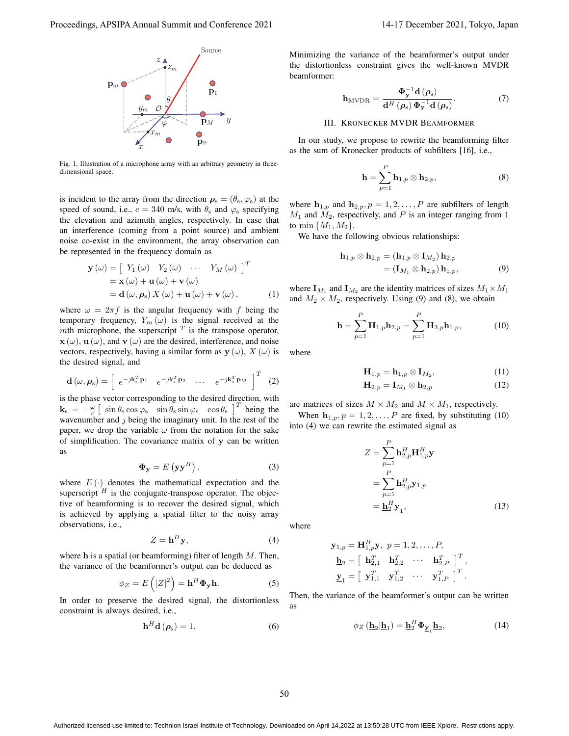Fig. 1. Illustration of a microphone array with an arbitrary geometry in three-dimensional space.

is incident to the array from the direction $\boldsymbol{\rho}_s = (\theta_s, \varphi_s)$ at the speed of sound, i.e., $c = 340$ m/s, with $\theta_s$ and $\varphi_s$ specifying the elevation and azimuth angles, respectively. In case that an interference (coming from a point source) and ambient noise co-exist in the environment, the array observation can be represented in the frequency domain as

$$\begin{aligned}\mathbf{y}(\omega) &= \begin{bmatrix} Y_1(\omega) & Y_2(\omega) & \cdots & Y_M(\omega) \end{bmatrix}^T \\ &= \mathbf{x}(\omega) + \mathbf{u}(\omega) + \mathbf{v}(\omega) \\ &= \mathbf{d}(\omega, \boldsymbol{\rho}_s) X(\omega) + \mathbf{u}(\omega) + \mathbf{v}(\omega),\end{aligned} \tag{1}$$

where $\omega = 2\pi f$ is the angular frequency with $f$ being the temporary frequency, $Y_m(\omega)$ is the signal received at the $m$th microphone, the superscript $^T$ is the transpose operator, $\mathbf{x}(\omega)$, $\mathbf{u}(\omega)$, and $\mathbf{v}(\omega)$ are the desired, interference, and noise vectors, respectively, having a similar form as $\mathbf{y}(\omega)$, $X(\omega)$ is the desired signal, and

$$\mathbf{d}(\omega, \boldsymbol{\rho}_s) = \begin{bmatrix} e^{-\jmath \mathbf{k}_s^T \mathbf{p}_1} & e^{-\jmath \mathbf{k}_s^T \mathbf{p}_2} & \cdots & e^{-\jmath \mathbf{k}_s^T \mathbf{p}_M} \end{bmatrix}^T \tag{2}$$

is the phase vector corresponding to the desired direction, with $\mathbf{k}_s = -\frac{\omega}{c} \begin{bmatrix} \sin\theta_s \cos\varphi_s & \sin\theta_s \sin\varphi_s & \cos\theta_s \end{bmatrix}^T$ being the wavenumber and $\jmath$ being the imaginary unit. In the rest of the paper, we drop the variable $\omega$ from the notation for the sake of simplification. The covariance matrix of $\mathbf{y}$ can be written as

$$\boldsymbol{\Phi}_{\mathbf{y}} = E\left(\mathbf{y}\mathbf{y}^H\right), \tag{3}$$

where $E(\cdot)$ denotes the mathematical expectation and the superscript $^H$ is the conjugate-transpose operator. The objective of beamforming is to recover the desired signal, which is achieved by applying a spatial filter to the noisy array observations, i.e.,

$$Z = \mathbf{h}^H \mathbf{y}, \tag{4}$$

where $\mathbf{h}$ is a spatial (or beamforming) filter of length $M$. Then, the variance of the beamformer's output can be deduced as

$$\phi_Z = E\left(|Z|^2\right) = \mathbf{h}^H \boldsymbol{\Phi}_{\mathbf{y}} \mathbf{h}. \tag{5}$$

In order to preserve the desired signal, the distortionless constraint is always desired, i.e.,

$$\mathbf{h}^H \mathbf{d}(\boldsymbol{\rho}_s) = 1. \tag{6}$$

Minimizing the variance of the beamformer's output under the distortionless constraint gives the well-known MVDR beamformer:

$$\mathbf{h}_{\text{MVDR}} = \frac{\boldsymbol{\Phi}_{\mathbf{y}}^{-1} \mathbf{d}(\boldsymbol{\rho}_s)}{\mathbf{d}^H(\boldsymbol{\rho}_s) \boldsymbol{\Phi}_{\mathbf{y}}^{-1} \mathbf{d}(\boldsymbol{\rho}_s)}. \tag{7}$$

## III. Kronecker MVDR Beamformer

In our study, we propose to rewrite the beamforming filter as the sum of Kronecker products of subfilters [16], i.e.,

$$\mathbf{h} = \sum_{p=1}^{P} \mathbf{h}_{1,p} \otimes \mathbf{h}_{2,p}, \tag{8}$$

where $\mathbf{h}_{1,p}$ and $\mathbf{h}_{2,p}$, $p = 1, 2, \ldots, P$ are subfilters of length $M_1$ and $M_2$, respectively, and $P$ is an integer ranging from 1 to $\min\{M_1, M_2\}$.

We have the following obvious relationships:

$$\begin{aligned}\mathbf{h}_{1,p} \otimes \mathbf{h}_{2,p} &= \left(\mathbf{h}_{1,p} \otimes \mathbf{I}_{M_2}\right) \mathbf{h}_{2,p} \\ &= \left(\mathbf{I}_{M_1} \otimes \mathbf{h}_{2,p}\right) \mathbf{h}_{1,p},\end{aligned} \tag{9}$$

where $\mathbf{I}_{M_1}$ and $\mathbf{I}_{M_2}$ are the identity matrices of sizes $M_1 \times M_1$ and $M_2 \times M_2$, respectively. Using (9) and (8), we obtain

$$\mathbf{h} = \sum_{p=1}^{P} \mathbf{H}_{1,p} \mathbf{h}_{2,p} = \sum_{p=1}^{P} \mathbf{H}_{2,p} \mathbf{h}_{1,p}, \tag{10}$$

where

$$\mathbf{H}_{1,p} = \mathbf{h}_{1,p} \otimes \mathbf{I}_{M_2}, \tag{11}$$

$$\mathbf{H}_{2,p} = \mathbf{I}_{M_1} \otimes \mathbf{h}_{2,p} \tag{12}$$

are matrices of sizes $M \times M_2$ and $M \times M_1$, respectively.

When $\mathbf{h}_{1,p}$, $p = 1, 2, \ldots, P$ are fixed, by substituting (10) into (4) we can rewrite the estimated signal as

$$\begin{aligned}Z &= \sum_{p=1}^{P} \mathbf{h}_{2,p}^H \mathbf{H}_{1,p}^H \mathbf{y} \\ &= \sum_{p=1}^{P} \mathbf{h}_{2,p}^H \mathbf{y}_{1,p} \\ &= \underline{\mathbf{h}}_2^H \underline{\mathbf{y}}_1,\end{aligned} \tag{13}$$

where

$$\begin{aligned}\mathbf{y}_{1,p} &= \mathbf{H}_{1,p}^H \mathbf{y}, \quad p = 1, 2, \ldots, P, \\ \underline{\mathbf{h}}_2 &= \begin{bmatrix} \mathbf{h}_{2,1}^T & \mathbf{h}_{2,2}^T & \cdots & \mathbf{h}_{2,P}^T \end{bmatrix}^T, \\ \underline{\mathbf{y}}_1 &= \begin{bmatrix} \mathbf{y}_{1,1}^T & \mathbf{y}_{1,2}^T & \cdots & \mathbf{y}_{1,P}^T \end{bmatrix}^T.\end{aligned}$$

Then, the variance of the beamformer's output can be written as

$$\phi_Z\left(\underline{\mathbf{h}}_2 | \underline{\mathbf{h}}_1\right) = \underline{\mathbf{h}}_2^H \boldsymbol{\Phi}_{\underline{\mathbf{y}}_1} \underline{\mathbf{h}}_2, \tag{14}$$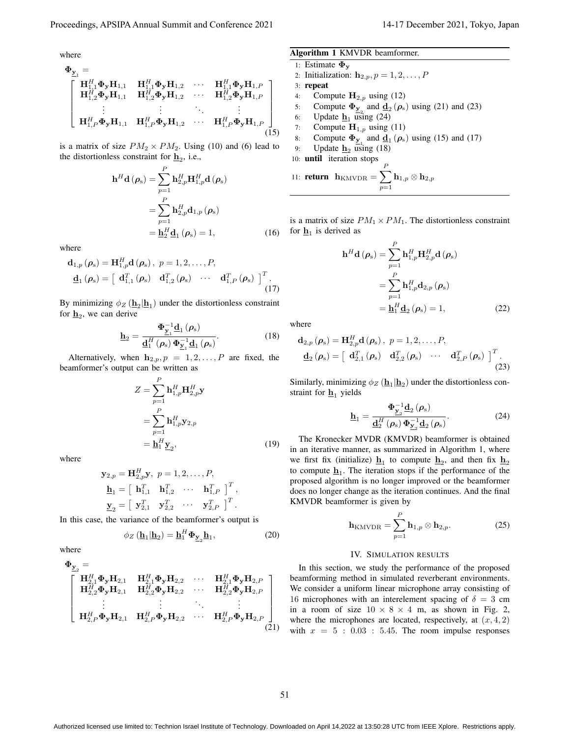where

$$
\mathbf{\Phi}_{\underline{\mathbf{y}}_1} = \begin{bmatrix} \mathbf{H}_{1,1}^H \mathbf{\Phi}_{\mathbf{y}} \mathbf{H}_{1,1} & \mathbf{H}_{1,1}^H \mathbf{\Phi}_{\mathbf{y}} \mathbf{H}_{1,2} & \cdots & \mathbf{H}_{1,1}^H \mathbf{\Phi}_{\mathbf{y}} \mathbf{H}_{1,P} \\ \mathbf{H}_{1,2}^H \mathbf{\Phi}_{\mathbf{y}} \mathbf{H}_{1,1} & \mathbf{H}_{1,2}^H \mathbf{\Phi}_{\mathbf{y}} \mathbf{H}_{1,2} & \cdots & \mathbf{H}_{1,2}^H \mathbf{\Phi}_{\mathbf{y}} \mathbf{H}_{1,P} \\ \vdots & \vdots & \ddots & \vdots \\ \mathbf{H}_{1,P}^H \mathbf{\Phi}_{\mathbf{y}} \mathbf{H}_{1,1} & \mathbf{H}_{1,P}^H \mathbf{\Phi}_{\mathbf{y}} \mathbf{H}_{1,2} & \cdots & \mathbf{H}_{1,P}^H \mathbf{\Phi}_{\mathbf{y}} \mathbf{H}_{1,P} \end{bmatrix} \tag{15}
$$

is a matrix of size $PM_2 \times PM_2$. Using (10) and (6) lead to the distortionless constraint for $\underline{\mathbf{h}}_2$, i.e.,

$$
\begin{aligned} \mathbf{h}^H \mathbf{d}(\boldsymbol{\rho}_{\mathrm{s}}) &= \sum_{p=1}^{P} \mathbf{h}_{2,p}^H \mathbf{H}_{1,p}^H \mathbf{d}(\boldsymbol{\rho}_{\mathrm{s}}) \\ &= \sum_{p=1}^{P} \mathbf{h}_{2,p}^H \mathbf{d}_{1,p}(\boldsymbol{\rho}_{\mathrm{s}}) \\ &= \underline{\mathbf{h}}_2^H \underline{\mathbf{d}}_1(\boldsymbol{\rho}_{\mathrm{s}}) = 1, \end{aligned} \tag{16}
$$

where

$$
\begin{aligned} \mathbf{d}_{1,p}(\boldsymbol{\rho}_{\mathrm{s}}) &= \mathbf{H}_{1,p}^H \mathbf{d}(\boldsymbol{\rho}_{\mathrm{s}}), \ p = 1, 2, \ldots, P, \\ \underline{\mathbf{d}}_1(\boldsymbol{\rho}_{\mathrm{s}}) &= \begin{bmatrix} \mathbf{d}_{1,1}^T(\boldsymbol{\rho}_{\mathrm{s}}) & \mathbf{d}_{1,2}^T(\boldsymbol{\rho}_{\mathrm{s}}) & \cdots & \mathbf{d}_{1,P}^T(\boldsymbol{\rho}_{\mathrm{s}}) \end{bmatrix}^T. \end{aligned} \tag{17}
$$

By minimizing $\phi_Z(\underline{\mathbf{h}}_2|\underline{\mathbf{h}}_1)$ under the distortionless constraint for $\underline{\mathbf{h}}_2$, we can derive

$$
\underline{\mathbf{h}}_2 = \frac{\mathbf{\Phi}_{\underline{\mathbf{y}}_1}^{-1} \underline{\mathbf{d}}_1(\boldsymbol{\rho}_{\mathrm{s}})}{\underline{\mathbf{d}}_1^H(\boldsymbol{\rho}_{\mathrm{s}}) \mathbf{\Phi}_{\underline{\mathbf{y}}_1}^{-1} \underline{\mathbf{d}}_1(\boldsymbol{\rho}_{\mathrm{s}})}. \tag{18}
$$

Alternatively, when $\mathbf{h}_{2,p}, p = 1, 2, \ldots, P$ are fixed, the beamformer's output can be written as

$$
\begin{aligned} Z &= \sum_{p=1}^{P} \mathbf{h}_{1,p}^H \mathbf{H}_{2,p}^H \mathbf{y} \\ &= \sum_{p=1}^{P} \mathbf{h}_{1,p}^H \mathbf{y}_{2,p} \\ &= \underline{\mathbf{h}}_1^H \underline{\mathbf{y}}_2, \end{aligned} \tag{19}
$$

where

$$
\begin{aligned} \mathbf{y}_{2,p} &= \mathbf{H}_{2,p}^H \mathbf{y}, \ p = 1, 2, \ldots, P, \\ \underline{\mathbf{h}}_1 &= \begin{bmatrix} \mathbf{h}_{1,1}^T & \mathbf{h}_{1,2}^T & \cdots & \mathbf{h}_{1,P}^T \end{bmatrix}^T, \\ \underline{\mathbf{y}}_2 &= \begin{bmatrix} \mathbf{y}_{2,1}^T & \mathbf{y}_{2,2}^T & \cdots & \mathbf{y}_{2,P}^T \end{bmatrix}^T. \end{aligned}
$$

In this case, the variance of the beamformer's output is

$$
\phi_Z(\underline{\mathbf{h}}_1|\underline{\mathbf{h}}_2) = \underline{\mathbf{h}}_1^H \mathbf{\Phi}_{\underline{\mathbf{y}}_2} \underline{\mathbf{h}}_1, \tag{20}
$$

where

$$
\mathbf{\Phi}_{\underline{\mathbf{y}}_2} = \begin{bmatrix} \mathbf{H}_{2,1}^H \mathbf{\Phi}_{\mathbf{y}} \mathbf{H}_{2,1} & \mathbf{H}_{2,1}^H \mathbf{\Phi}_{\mathbf{y}} \mathbf{H}_{2,2} & \cdots & \mathbf{H}_{2,1}^H \mathbf{\Phi}_{\mathbf{y}} \mathbf{H}_{2,P} \\ \mathbf{H}_{2,2}^H \mathbf{\Phi}_{\mathbf{y}} \mathbf{H}_{2,1} & \mathbf{H}_{2,2}^H \mathbf{\Phi}_{\mathbf{y}} \mathbf{H}_{2,2} & \cdots & \mathbf{H}_{2,2}^H \mathbf{\Phi}_{\mathbf{y}} \mathbf{H}_{2,P} \\ \vdots & \vdots & \ddots & \vdots \\ \mathbf{H}_{2,P}^H \mathbf{\Phi}_{\mathbf{y}} \mathbf{H}_{2,1} & \mathbf{H}_{2,P}^H \mathbf{\Phi}_{\mathbf{y}} \mathbf{H}_{2,2} & \cdots & \mathbf{H}_{2,P}^H \mathbf{\Phi}_{\mathbf{y}} \mathbf{H}_{2,P} \end{bmatrix} \tag{21}
$$

is a matrix of size $PM_1 \times PM_1$. The distortionless constraint for $\underline{\mathbf{h}}_1$ is derived as

$$
\begin{aligned} \mathbf{h}^H \mathbf{d}(\boldsymbol{\rho}_{\mathrm{s}}) &= \sum_{p=1}^{P} \mathbf{h}_{1,p}^H \mathbf{H}_{2,p}^H \mathbf{d}(\boldsymbol{\rho}_{\mathrm{s}}) \\ &= \sum_{p=1}^{P} \mathbf{h}_{1,p}^H \mathbf{d}_{2,p}(\boldsymbol{\rho}_{\mathrm{s}}) \\ &= \underline{\mathbf{h}}_1^H \underline{\mathbf{d}}_2(\boldsymbol{\rho}_{\mathrm{s}}) = 1, \end{aligned} \tag{22}
$$

where

$$
\begin{aligned} \mathbf{d}_{2,p}(\boldsymbol{\rho}_{\mathrm{s}}) &= \mathbf{H}_{2,p}^H \mathbf{d}(\boldsymbol{\rho}_{\mathrm{s}}), \ p = 1, 2, \ldots, P, \\ \underline{\mathbf{d}}_2(\boldsymbol{\rho}_{\mathrm{s}}) &= \begin{bmatrix} \mathbf{d}_{2,1}^T(\boldsymbol{\rho}_{\mathrm{s}}) & \mathbf{d}_{2,2}^T(\boldsymbol{\rho}_{\mathrm{s}}) & \cdots & \mathbf{d}_{2,P}^T(\boldsymbol{\rho}_{\mathrm{s}}) \end{bmatrix}^T. \end{aligned} \tag{23}
$$

Similarly, minimizing $\phi_Z(\underline{\mathbf{h}}_1|\underline{\mathbf{h}}_2)$ under the distortionless constraint for $\underline{\mathbf{h}}_1$ yields

$$
\underline{\mathbf{h}}_1 = \frac{\mathbf{\Phi}_{\underline{\mathbf{y}}_2}^{-1} \underline{\mathbf{d}}_2(\boldsymbol{\rho}_{\mathrm{s}})}{\underline{\mathbf{d}}_2^H(\boldsymbol{\rho}_{\mathrm{s}}) \mathbf{\Phi}_{\underline{\mathbf{y}}_2}^{-1} \underline{\mathbf{d}}_2(\boldsymbol{\rho}_{\mathrm{s}})}. \tag{24}
$$

The Kronecker MVDR (KMVDR) beamformer is obtained in an iterative manner, as summarized in Algorithm 1, where we first fix (initialize) $\underline{\mathbf{h}}_1$ to compute $\underline{\mathbf{h}}_2$, and then fix $\underline{\mathbf{h}}_2$ to compute $\underline{\mathbf{h}}_1$. The iteration stops if the performance of the proposed algorithm is no longer improved or the beamformer does no longer change as the iteration continues. And the final KMVDR beamformer is given by

$$
\mathbf{h}_{\mathrm{KMVDR}} = \sum_{p=1}^{P} \mathbf{h}_{1,p} \otimes \mathbf{h}_{2,p}. \tag{25}
$$

**Algorithm 1** KMVDR beamformer.

```
1: Estimate Φ_y
2: Initialization: h_{2,p}, p = 1, 2, ..., P
3: repeat
4:     Compute H_{2,p} using (12)
5:     Compute Φ_{y_2} and d_2(ρ_s) using (21) and (23)
6:     Update h_1 using (24)
7:     Compute H_{1,p} using (11)
8:     Compute Φ_{y_1} and d_1(ρ_s) using (15) and (17)
9:     Update h_2 using (18)
10: until iteration stops
11: return h_KMVDR = Σ_{p=1}^{P} h_{1,p} ⊗ h_{2,p}
```

## IV. Simulation Results

In this section, we study the performance of the proposed beamforming method in simulated reverberant environments. We consider a uniform linear microphone array consisting of 16 microphones with an interelement spacing of $\delta = 3$ cm in a room of size $10 \times 8 \times 4$ m, as shown in Fig. 2, where the microphones are located, respectively, at $(x, 4, 2)$ with $x = 5 : 0.03 : 5.45$. The room impulse responses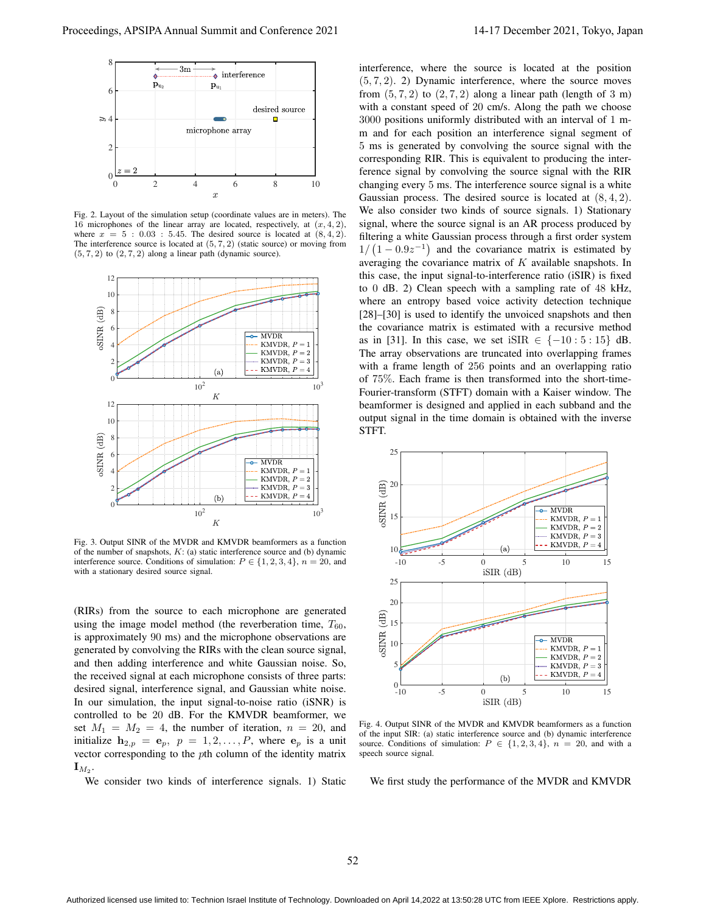Fig. 2. Layout of the simulation setup (coordinate values are in meters). The 16 microphones of the linear array are located, respectively, at $(x, 4, 2)$, where $x = 5 : 0.03 : 5.45$. The desired source is located at $(8, 4, 2)$. The interference source is located at $(5, 7, 2)$ (static source) or moving from $(5, 7, 2)$ to $(2, 7, 2)$ along a linear path (dynamic source).

Fig. 3. Output SINR of the MVDR and KMVDR beamformers as a function of the number of snapshots, $K$: (a) static interference source and (b) dynamic interference source. Conditions of simulation: $P \in \{1, 2, 3, 4\}$, $n = 20$, and with a stationary desired source signal.

(RIRs) from the source to each microphone are generated using the image model method (the reverberation time, $T_{60}$, is approximately 90 ms) and the microphone observations are generated by convolving the RIRs with the clean source signal, and then adding interference and white Gaussian noise. So, the received signal at each microphone consists of three parts: desired signal, interference signal, and Gaussian white noise. In our simulation, the input signal-to-noise ratio (iSNR) is controlled to be 20 dB. For the KMVDR beamformer, we set $M_1 = M_2 = 4$, the number of iteration, $n = 20$, and initialize $\mathbf{h}_{2,p} = \mathbf{e}_p$, $p = 1, 2, \ldots, P$, where $\mathbf{e}_p$ is a unit vector corresponding to the $p$th column of the identity matrix $\mathbf{I}_{M_2}$.

We consider two kinds of interference signals. 1) Static interference, where the source is located at the position $(5, 7, 2)$. 2) Dynamic interference, where the source moves from $(5, 7, 2)$ to $(2, 7, 2)$ along a linear path (length of 3 m) with a constant speed of 20 cm/s. Along the path we choose 3000 positions uniformly distributed with an interval of 1 mm and for each position an interference signal segment of 5 ms is generated by convolving the source signal with the corresponding RIR. This is equivalent to producing the interference signal by convolving the source signal with the RIR changing every 5 ms. The interference source signal is a white Gaussian process. The desired source is located at $(8, 4, 2)$. We also consider two kinds of source signals. 1) Stationary signal, where the source signal is an AR process produced by filtering a white Gaussian process through a first order system $1/\left(1 - 0.9z^{-1}\right)$ and the covariance matrix is estimated by averaging the covariance matrix of $K$ available snapshots. In this case, the input signal-to-interference ratio (iSIR) is fixed to 0 dB. 2) Clean speech with a sampling rate of 48 kHz, where an entropy based voice activity detection technique [28]–[30] is used to identify the unvoiced snapshots and then the covariance matrix is estimated with a recursive method as in [31]. In this case, we set iSIR $\in \{-10 : 5 : 15\}$ dB. The array observations are truncated into overlapping frames with a frame length of 256 points and an overlapping ratio of 75%. Each frame is then transformed into the short-time-Fourier-transform (STFT) domain with a Kaiser window. The beamformer is designed and applied in each subband and the output signal in the time domain is obtained with the inverse STFT.

Fig. 4. Output SINR of the MVDR and KMVDR beamformers as a function of the input SIR: (a) static interference source and (b) dynamic interference source. Conditions of simulation: $P \in \{1, 2, 3, 4\}$, $n = 20$, and with a speech source signal.

We first study the performance of the MVDR and KMVDR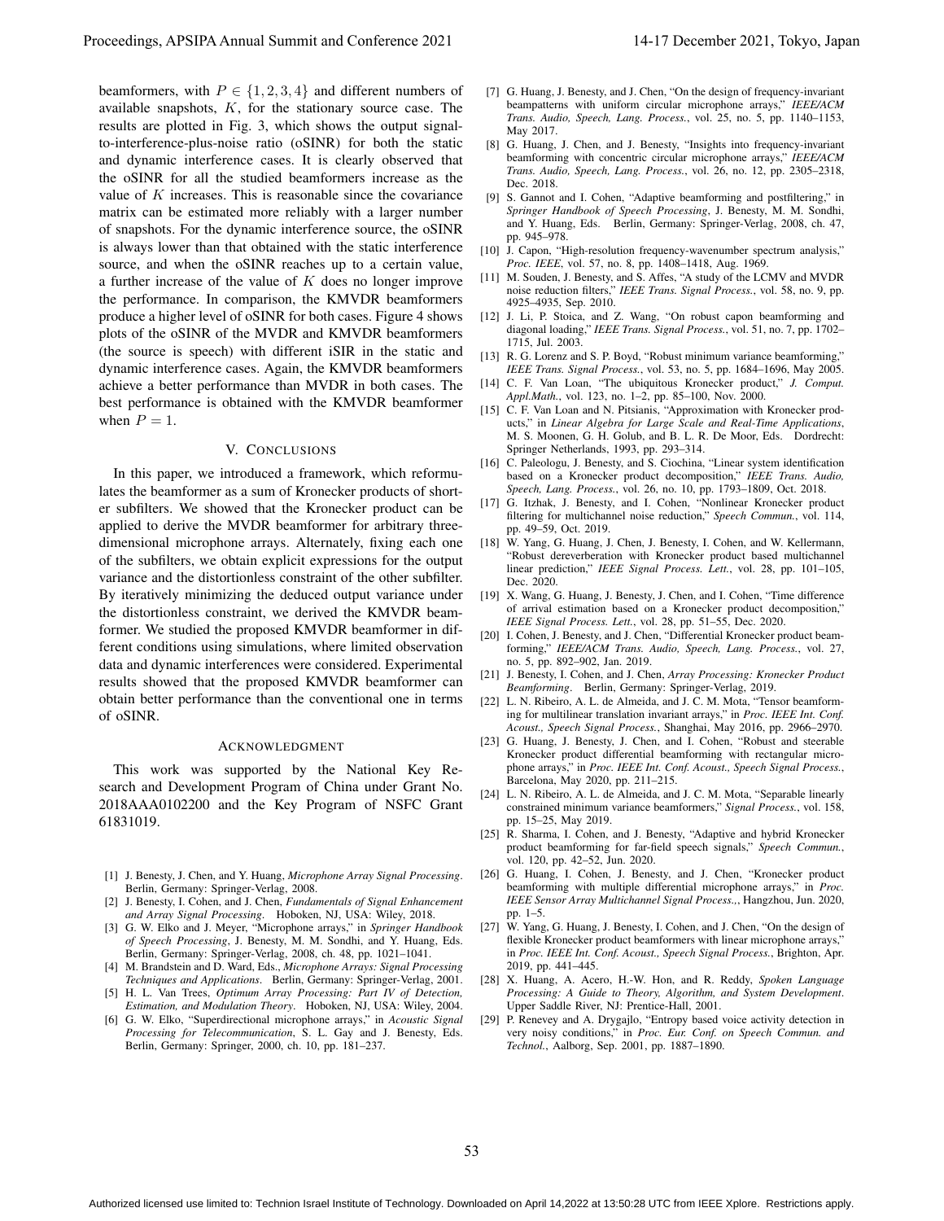beamformers, with $P \in \{1, 2, 3, 4\}$ and different numbers of available snapshots, $K$, for the stationary source case. The results are plotted in Fig. 3, which shows the output signal-to-interference-plus-noise ratio (oSINR) for both the static and dynamic interference cases. It is clearly observed that the oSINR for all the studied beamformers increase as the value of $K$ increases. This is reasonable since the covariance matrix can be estimated more reliably with a larger number of snapshots. For the dynamic interference source, the oSINR is always lower than that obtained with the static interference source, and when the oSINR reaches up to a certain value, a further increase of the value of $K$ does no longer improve the performance. In comparison, the KMVDR beamformers produce a higher level of oSINR for both cases. Figure 4 shows plots of the oSINR of the MVDR and KMVDR beamformers (the source is speech) with different iSIR in the static and dynamic interference cases. Again, the KMVDR beamformers achieve a better performance than MVDR in both cases. The best performance is obtained with the KMVDR beamformer when $P = 1$.

## V. Conclusions

In this paper, we introduced a framework, which reformulates the beamformer as a sum of Kronecker products of shorter subfilters. We showed that the Kronecker product can be applied to derive the MVDR beamformer for arbitrary three-dimensional microphone arrays. Alternately, fixing each one of the subfilters, we obtain explicit expressions for the output variance and the distortionless constraint of the other subfilter. By iteratively minimizing the deduced output variance under the distortionless constraint, we derived the KMVDR beamformer. We studied the proposed KMVDR beamformer in different conditions using simulations, where limited observation data and dynamic interferences were considered. Experimental results showed that the proposed KMVDR beamformer can obtain better performance than the conventional one in terms of oSINR.

## Acknowledgment

This work was supported by the National Key Research and Development Program of China under Grant No. 2018AAA0102200 and the Key Program of NSFC Grant 61831019.

[1] J. Benesty, J. Chen, and Y. Huang, *Microphone Array Signal Processing*. Berlin, Germany: Springer-Verlag, 2008.

[2] J. Benesty, I. Cohen, and J. Chen, *Fundamentals of Signal Enhancement and Array Signal Processing*. Hoboken, NJ, USA: Wiley, 2018.

[3] G. W. Elko and J. Meyer, "Microphone arrays," in *Springer Handbook of Speech Processing*, J. Benesty, M. M. Sondhi, and Y. Huang, Eds. Berlin, Germany: Springer-Verlag, 2008, ch. 48, pp. 1021–1041.

[4] M. Brandstein and D. Ward, Eds., *Microphone Arrays: Signal Processing Techniques and Applications*. Berlin, Germany: Springer-Verlag, 2001.

[5] H. L. Van Trees, *Optimum Array Processing: Part IV of Detection, Estimation, and Modulation Theory*. Hoboken, NJ, USA: Wiley, 2004.

[6] G. W. Elko, "Superdirectional microphone arrays," in *Acoustic Signal Processing for Telecommunication*, S. L. Gay and J. Benesty, Eds. Berlin, Germany: Springer, 2000, ch. 10, pp. 181–237.

[7] G. Huang, J. Benesty, and J. Chen, "On the design of frequency-invariant beampatterns with uniform circular microphone arrays," *IEEE/ACM Trans. Audio, Speech, Lang. Process.*, vol. 25, no. 5, pp. 1140–1153, May 2017.

[8] G. Huang, J. Chen, and J. Benesty, "Insights into frequency-invariant beamforming with concentric circular microphone arrays," *IEEE/ACM Trans. Audio, Speech, Lang. Process.*, vol. 26, no. 12, pp. 2305–2318, Dec. 2018.

[9] S. Gannot and I. Cohen, "Adaptive beamforming and postfiltering," in *Springer Handbook of Speech Processing*, J. Benesty, M. M. Sondhi, and Y. Huang, Eds. Berlin, Germany: Springer-Verlag, 2008, ch. 47, pp. 945–978.

[10] J. Capon, "High-resolution frequency-wavenumber spectrum analysis," *Proc. IEEE*, vol. 57, no. 8, pp. 1408–1418, Aug. 1969.

[11] M. Souden, J. Benesty, and S. Affes, "A study of the LCMV and MVDR noise reduction filters," *IEEE Trans. Signal Process.*, vol. 58, no. 9, pp. 4925–4935, Sep. 2010.

[12] J. Li, P. Stoica, and Z. Wang, "On robust capon beamforming and diagonal loading," *IEEE Trans. Signal Process.*, vol. 51, no. 7, pp. 1702–1715, Jul. 2003.

[13] R. G. Lorenz and S. P. Boyd, "Robust minimum variance beamforming," *IEEE Trans. Signal Process.*, vol. 53, no. 5, pp. 1684–1696, May 2005.

[14] C. F. Van Loan, "The ubiquitous Kronecker product," *J. Comput. Appl.Math.*, vol. 123, no. 1–2, pp. 85–100, Nov. 2000.

[15] C. F. Van Loan and N. Pitsianis, "Approximation with Kronecker products," in *Linear Algebra for Large Scale and Real-Time Applications*, M. S. Moonen, G. H. Golub, and B. L. R. De Moor, Eds. Dordrecht: Springer Netherlands, 1993, pp. 293–314.

[16] C. Paleologu, J. Benesty, and S. Ciochina, "Linear system identification based on a Kronecker product decomposition," *IEEE Trans. Audio, Speech, Lang. Process.*, vol. 26, no. 10, pp. 1793–1809, Oct. 2018.

[17] G. Itzhak, J. Benesty, and I. Cohen, "Nonlinear Kronecker product filtering for multichannel noise reduction," *Speech Commun.*, vol. 114, pp. 49–59, Oct. 2019.

[18] W. Yang, G. Huang, J. Chen, J. Benesty, I. Cohen, and W. Kellermann, "Robust dereverberation with Kronecker product based multichannel linear prediction," *IEEE Signal Process. Lett.*, vol. 28, pp. 101–105, Dec. 2020.

[19] X. Wang, G. Huang, J. Benesty, J. Chen, and I. Cohen, "Time difference of arrival estimation based on a Kronecker product decomposition," *IEEE Signal Process. Lett.*, vol. 28, pp. 51–55, Dec. 2020.

[20] I. Cohen, J. Benesty, and J. Chen, "Differential Kronecker product beamforming," *IEEE/ACM Trans. Audio, Speech, Lang. Process.*, vol. 27, no. 5, pp. 892–902, Jan. 2019.

[21] J. Benesty, I. Cohen, and J. Chen, *Array Processing: Kronecker Product Beamforming*. Berlin, Germany: Springer-Verlag, 2019.

[22] L. N. Ribeiro, A. L. de Almeida, and J. C. M. Mota, "Tensor beamforming for multilinear translation invariant arrays," in *Proc. IEEE Int. Conf. Acoust., Speech Signal Process.*, Shanghai, May 2016, pp. 2966–2970.

[23] G. Huang, J. Benesty, J. Chen, and I. Cohen, "Robust and steerable Kronecker product differential beamforming with rectangular microphone arrays," in *Proc. IEEE Int. Conf. Acoust., Speech Signal Process.*, Barcelona, May 2020, pp. 211–215.

[24] L. N. Ribeiro, A. L. de Almeida, and J. C. M. Mota, "Separable linearly constrained minimum variance beamformers," *Signal Process.*, vol. 158, pp. 15–25, May 2019.

[25] R. Sharma, I. Cohen, and J. Benesty, "Adaptive and hybrid Kronecker product beamforming for far-field speech signals," *Speech Commun.*, vol. 120, pp. 42–52, Jun. 2020.

[26] G. Huang, I. Cohen, J. Benesty, and J. Chen, "Kronecker product beamforming with multiple differential microphone arrays," in *Proc. IEEE Sensor Array Multichannel Signal Process.,*, Hangzhou, Jun. 2020, pp. 1–5.

[27] W. Yang, G. Huang, J. Benesty, I. Cohen, and J. Chen, "On the design of flexible Kronecker product beamformers with linear microphone arrays," in *Proc. IEEE Int. Conf. Acoust., Speech Signal Process.*, Brighton, Apr. 2019, pp. 441–445.

[28] X. Huang, A. Acero, H.-W. Hon, and R. Reddy, *Spoken Language Processing: A Guide to Theory, Algorithm, and System Development*. Upper Saddle River, NJ: Prentice-Hall, 2001.

[29] P. Renevey and A. Drygajlo, "Entropy based voice activity detection in very noisy conditions," in *Proc. Eur. Conf. on Speech Commun. and Technol.*, Aalborg, Sep. 2001, pp. 1887–1890.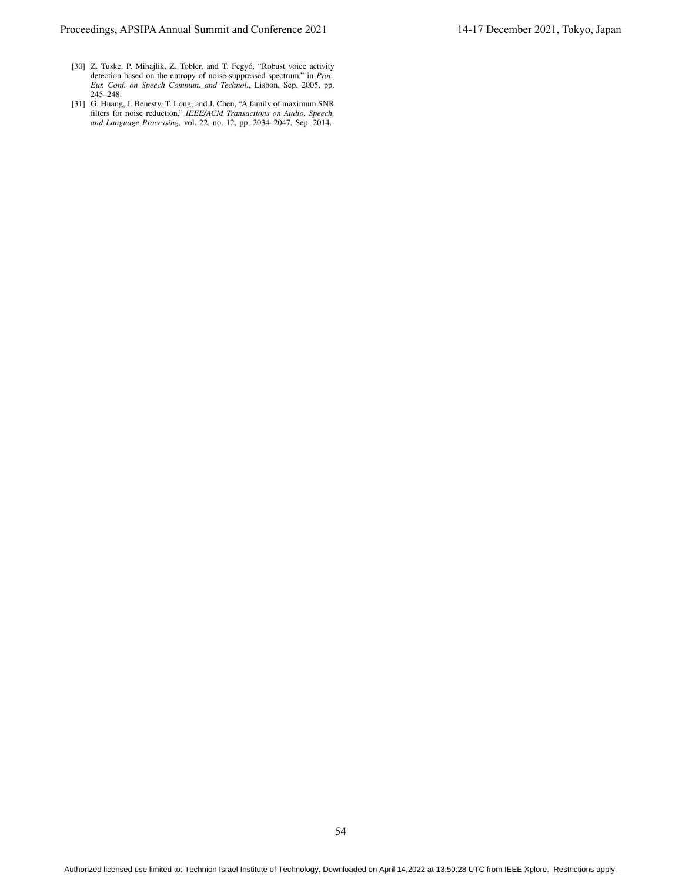[30] Z. Tuske, P. Mihajlik, Z. Tobler, and T. Fegyó, "Robust voice activity detection based on the entropy of noise-suppressed spectrum," in *Proc. Eur. Conf. on Speech Commun. and Technol.*, Lisbon, Sep. 2005, pp. 245–248.

[31] G. Huang, J. Benesty, T. Long, and J. Chen, "A family of maximum SNR filters for noise reduction," *IEEE/ACM Transactions on Audio, Speech, and Language Processing*, vol. 22, no. 12, pp. 2034–2047, Sep. 2014.